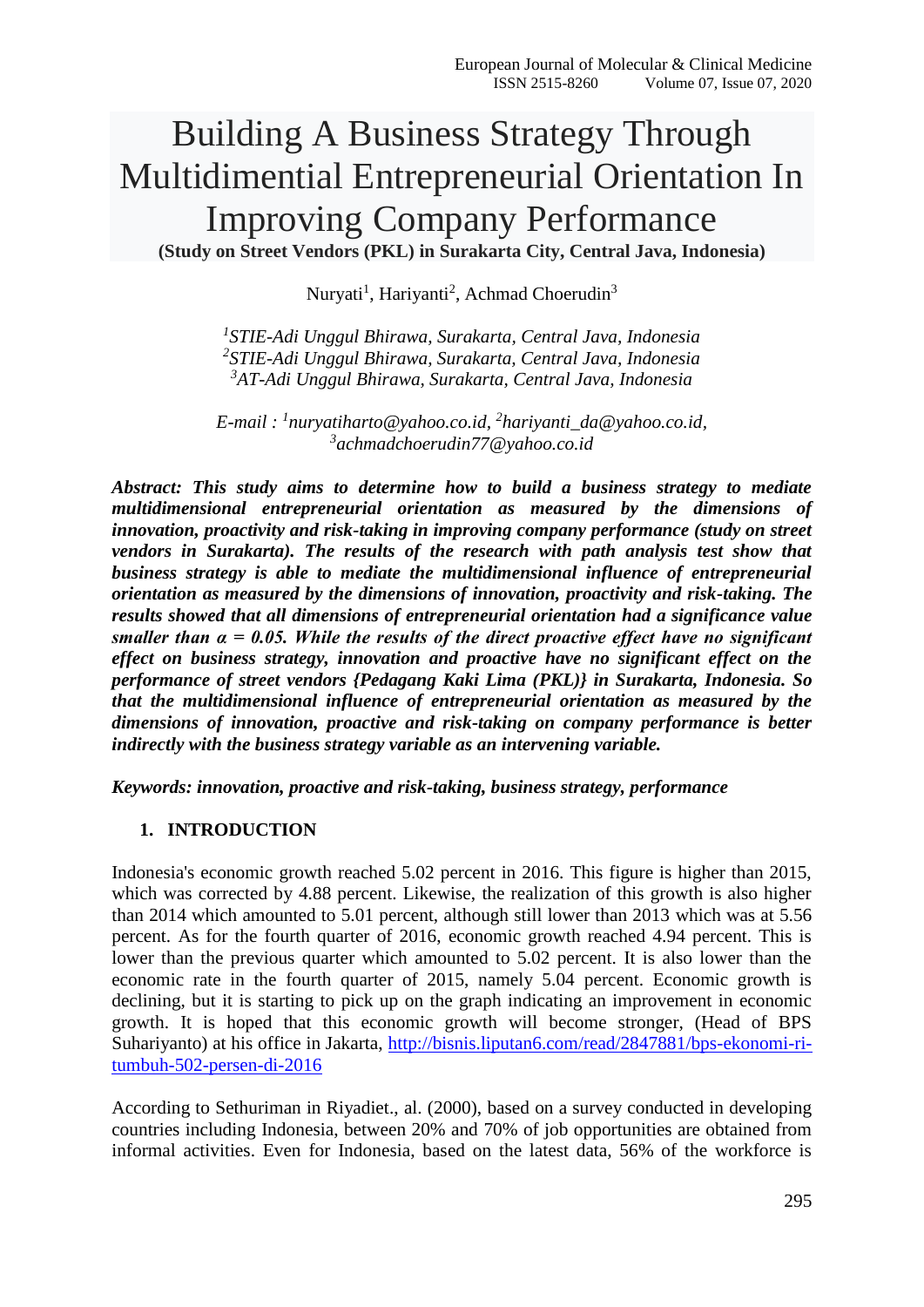# Building A Business Strategy Through Multidimential Entrepreneurial Orientation In Improving Company Performance

**(Study on Street Vendors (PKL) in Surakarta City, Central Java, Indonesia)**

Nuryati[1], Hariyanti[2], Achmad Choerudin[3]

[1]*STIE-Adi Unggul Bhirawa, Surakarta, Central Java, Indonesia*
[2]*STIE-Adi Unggul Bhirawa, Surakarta, Central Java, Indonesia*
[3]*AT-Adi Unggul Bhirawa, Surakarta, Central Java, Indonesia*

*E-mail : [1]nuryatiharto@yahoo.co.id, [2]hariyanti_da@yahoo.co.id, [3]achmadchoerudin77@yahoo.co.id*

***Abstract: This study aims to determine how to build a business strategy to mediate multidimensional entrepreneurial orientation as measured by the dimensions of innovation, proactivity and risk-taking in improving company performance (study on street vendors in Surakarta). The results of the research with path analysis test show that business strategy is able to mediate the multidimensional influence of entrepreneurial orientation as measured by the dimensions of innovation, proactivity and risk-taking. The results showed that all dimensions of entrepreneurial orientation had a significance value smaller than α = 0.05. While the results of the direct proactive effect have no significant effect on business strategy, innovation and proactive have no significant effect on the performance of street vendors {Pedagang Kaki Lima (PKL)} in Surakarta, Indonesia. So that the multidimensional influence of entrepreneurial orientation as measured by the dimensions of innovation, proactive and risk-taking on company performance is better indirectly with the business strategy variable as an intervening variable.***

***Keywords: innovation, proactive and risk-taking, business strategy, performance***

## 1. INTRODUCTION

Indonesia's economic growth reached 5.02 percent in 2016. This figure is higher than 2015, which was corrected by 4.88 percent. Likewise, the realization of this growth is also higher than 2014 which amounted to 5.01 percent, although still lower than 2013 which was at 5.56 percent. As for the fourth quarter of 2016, economic growth reached 4.94 percent. This is lower than the previous quarter which amounted to 5.02 percent. It is also lower than the economic rate in the fourth quarter of 2015, namely 5.04 percent. Economic growth is declining, but it is starting to pick up on the graph indicating an improvement in economic growth. It is hoped that this economic growth will become stronger, (Head of BPS Suhariyanto) at his office in Jakarta, http://bisnis.liputan6.com/read/2847881/bps-ekonomi-ri-tumbuh-502-persen-di-2016

According to Sethuriman in Riyadiet., al. (2000), based on a survey conducted in developing countries including Indonesia, between 20% and 70% of job opportunities are obtained from informal activities. Even for Indonesia, based on the latest data, 56% of the workforce is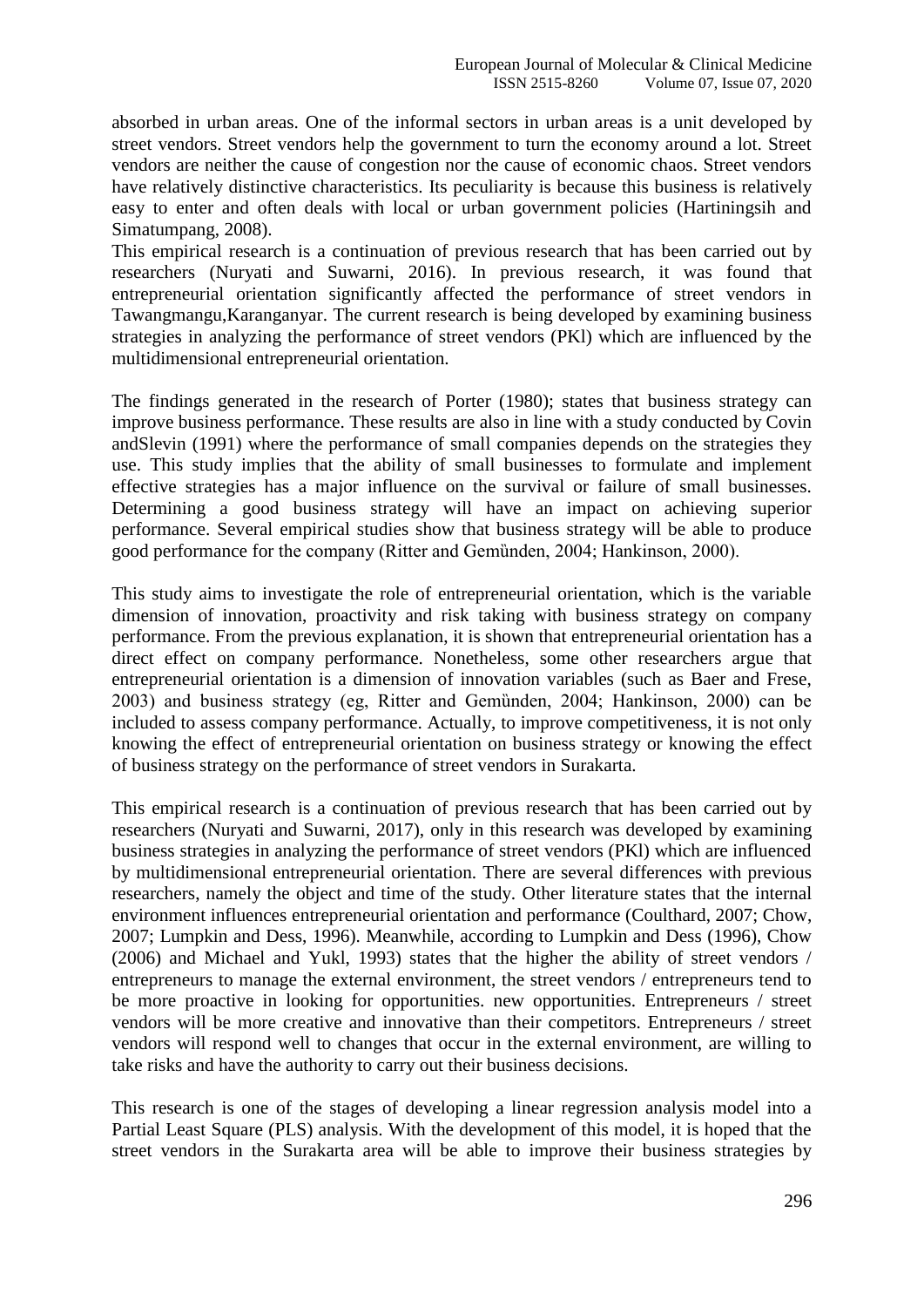absorbed in urban areas. One of the informal sectors in urban areas is a unit developed by street vendors. Street vendors help the government to turn the economy around a lot. Street vendors are neither the cause of congestion nor the cause of economic chaos. Street vendors have relatively distinctive characteristics. Its peculiarity is because this business is relatively easy to enter and often deals with local or urban government policies (Hartiningsih and Simatumpang, 2008).
This empirical research is a continuation of previous research that has been carried out by researchers (Nuryati and Suwarni, 2016). In previous research, it was found that entrepreneurial orientation significantly affected the performance of street vendors in Tawangmangu,Karanganyar. The current research is being developed by examining business strategies in analyzing the performance of street vendors (PKl) which are influenced by the multidimensional entrepreneurial orientation.

The findings generated in the research of Porter (1980); states that business strategy can improve business performance. These results are also in line with a study conducted by Covin andSlevin (1991) where the performance of small companies depends on the strategies they use. This study implies that the ability of small businesses to formulate and implement effective strategies has a major influence on the survival or failure of small businesses. Determining a good business strategy will have an impact on achieving superior performance. Several empirical studies show that business strategy will be able to produce good performance for the company (Ritter and Gemừnden, 2004; Hankinson, 2000).

This study aims to investigate the role of entrepreneurial orientation, which is the variable dimension of innovation, proactivity and risk taking with business strategy on company performance. From the previous explanation, it is shown that entrepreneurial orientation has a direct effect on company performance. Nonetheless, some other researchers argue that entrepreneurial orientation is a dimension of innovation variables (such as Baer and Frese, 2003) and business strategy (eg, Ritter and Gemừnden, 2004; Hankinson, 2000) can be included to assess company performance. Actually, to improve competitiveness, it is not only knowing the effect of entrepreneurial orientation on business strategy or knowing the effect of business strategy on the performance of street vendors in Surakarta.

This empirical research is a continuation of previous research that has been carried out by researchers (Nuryati and Suwarni, 2017), only in this research was developed by examining business strategies in analyzing the performance of street vendors (PKl) which are influenced by multidimensional entrepreneurial orientation. There are several differences with previous researchers, namely the object and time of the study. Other literature states that the internal environment influences entrepreneurial orientation and performance (Coulthard, 2007; Chow, 2007; Lumpkin and Dess, 1996). Meanwhile, according to Lumpkin and Dess (1996), Chow (2006) and Michael and Yukl, 1993) states that the higher the ability of street vendors / entrepreneurs to manage the external environment, the street vendors / entrepreneurs tend to be more proactive in looking for opportunities. new opportunities. Entrepreneurs / street vendors will be more creative and innovative than their competitors. Entrepreneurs / street vendors will respond well to changes that occur in the external environment, are willing to take risks and have the authority to carry out their business decisions.

This research is one of the stages of developing a linear regression analysis model into a Partial Least Square (PLS) analysis. With the development of this model, it is hoped that the street vendors in the Surakarta area will be able to improve their business strategies by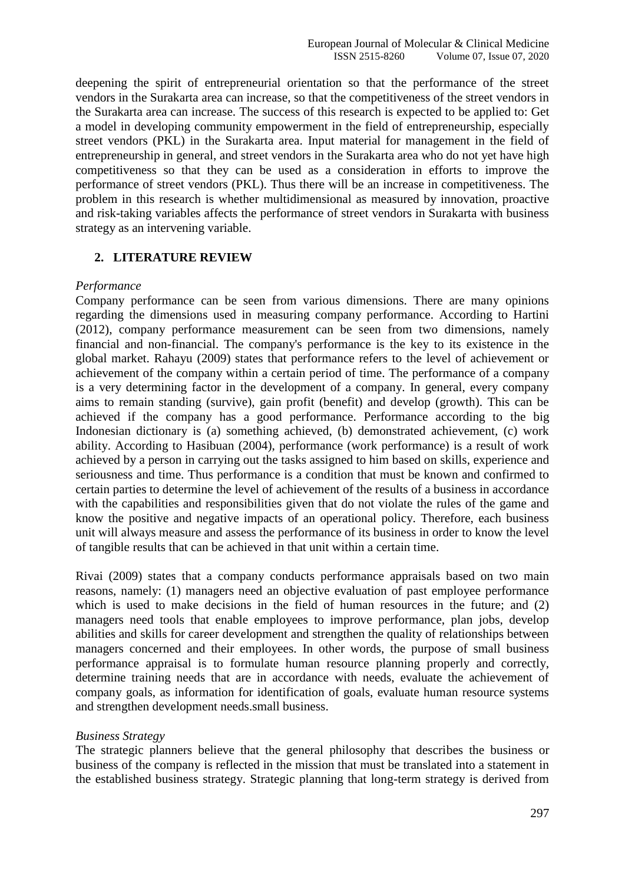deepening the spirit of entrepreneurial orientation so that the performance of the street vendors in the Surakarta area can increase, so that the competitiveness of the street vendors in the Surakarta area can increase. The success of this research is expected to be applied to: Get a model in developing community empowerment in the field of entrepreneurship, especially street vendors (PKL) in the Surakarta area. Input material for management in the field of entrepreneurship in general, and street vendors in the Surakarta area who do not yet have high competitiveness so that they can be used as a consideration in efforts to improve the performance of street vendors (PKL). Thus there will be an increase in competitiveness. The problem in this research is whether multidimensional as measured by innovation, proactive and risk-taking variables affects the performance of street vendors in Surakarta with business strategy as an intervening variable.

## 2. LITERATURE REVIEW

*Performance*

Company performance can be seen from various dimensions. There are many opinions regarding the dimensions used in measuring company performance. According to Hartini (2012), company performance measurement can be seen from two dimensions, namely financial and non-financial. The company's performance is the key to its existence in the global market. Rahayu (2009) states that performance refers to the level of achievement or achievement of the company within a certain period of time. The performance of a company is a very determining factor in the development of a company. In general, every company aims to remain standing (survive), gain profit (benefit) and develop (growth). This can be achieved if the company has a good performance. Performance according to the big Indonesian dictionary is (a) something achieved, (b) demonstrated achievement, (c) work ability. According to Hasibuan (2004), performance (work performance) is a result of work achieved by a person in carrying out the tasks assigned to him based on skills, experience and seriousness and time. Thus performance is a condition that must be known and confirmed to certain parties to determine the level of achievement of the results of a business in accordance with the capabilities and responsibilities given that do not violate the rules of the game and know the positive and negative impacts of an operational policy. Therefore, each business unit will always measure and assess the performance of its business in order to know the level of tangible results that can be achieved in that unit within a certain time.

Rivai (2009) states that a company conducts performance appraisals based on two main reasons, namely: (1) managers need an objective evaluation of past employee performance which is used to make decisions in the field of human resources in the future; and (2) managers need tools that enable employees to improve performance, plan jobs, develop abilities and skills for career development and strengthen the quality of relationships between managers concerned and their employees. In other words, the purpose of small business performance appraisal is to formulate human resource planning properly and correctly, determine training needs that are in accordance with needs, evaluate the achievement of company goals, as information for identification of goals, evaluate human resource systems and strengthen development needs.small business.

*Business Strategy*

The strategic planners believe that the general philosophy that describes the business or business of the company is reflected in the mission that must be translated into a statement in the established business strategy. Strategic planning that long-term strategy is derived from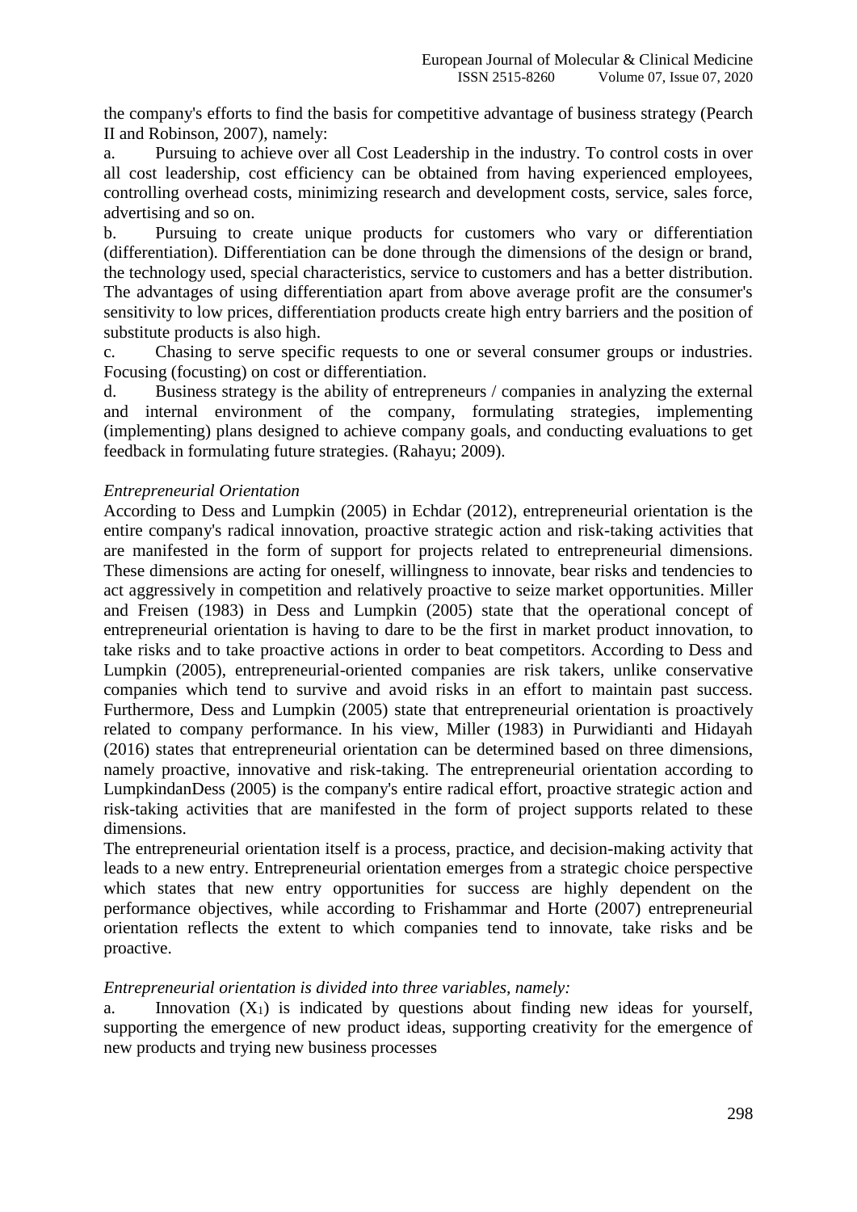the company's efforts to find the basis for competitive advantage of business strategy (Pearch II and Robinson, 2007), namely:

a. Pursuing to achieve over all Cost Leadership in the industry. To control costs in over all cost leadership, cost efficiency can be obtained from having experienced employees, controlling overhead costs, minimizing research and development costs, service, sales force, advertising and so on.

b. Pursuing to create unique products for customers who vary or differentiation (differentiation). Differentiation can be done through the dimensions of the design or brand, the technology used, special characteristics, service to customers and has a better distribution. The advantages of using differentiation apart from above average profit are the consumer's sensitivity to low prices, differentiation products create high entry barriers and the position of substitute products is also high.

c. Chasing to serve specific requests to one or several consumer groups or industries. Focusing (focusting) on cost or differentiation.

d. Business strategy is the ability of entrepreneurs / companies in analyzing the external and internal environment of the company, formulating strategies, implementing (implementing) plans designed to achieve company goals, and conducting evaluations to get feedback in formulating future strategies. (Rahayu; 2009).

*Entrepreneurial Orientation*

According to Dess and Lumpkin (2005) in Echdar (2012), entrepreneurial orientation is the entire company's radical innovation, proactive strategic action and risk-taking activities that are manifested in the form of support for projects related to entrepreneurial dimensions. These dimensions are acting for oneself, willingness to innovate, bear risks and tendencies to act aggressively in competition and relatively proactive to seize market opportunities. Miller and Freisen (1983) in Dess and Lumpkin (2005) state that the operational concept of entrepreneurial orientation is having to dare to be the first in market product innovation, to take risks and to take proactive actions in order to beat competitors. According to Dess and Lumpkin (2005), entrepreneurial-oriented companies are risk takers, unlike conservative companies which tend to survive and avoid risks in an effort to maintain past success. Furthermore, Dess and Lumpkin (2005) state that entrepreneurial orientation is proactively related to company performance. In his view, Miller (1983) in Purwidianti and Hidayah (2016) states that entrepreneurial orientation can be determined based on three dimensions, namely proactive, innovative and risk-taking. The entrepreneurial orientation according to LumpkindanDess (2005) is the company's entire radical effort, proactive strategic action and risk-taking activities that are manifested in the form of project supports related to these dimensions.

The entrepreneurial orientation itself is a process, practice, and decision-making activity that leads to a new entry. Entrepreneurial orientation emerges from a strategic choice perspective which states that new entry opportunities for success are highly dependent on the performance objectives, while according to Frishammar and Horte (2007) entrepreneurial orientation reflects the extent to which companies tend to innovate, take risks and be proactive.

*Entrepreneurial orientation is divided into three variables, namely:*

a. Innovation ($X_1$) is indicated by questions about finding new ideas for yourself, supporting the emergence of new product ideas, supporting creativity for the emergence of new products and trying new business processes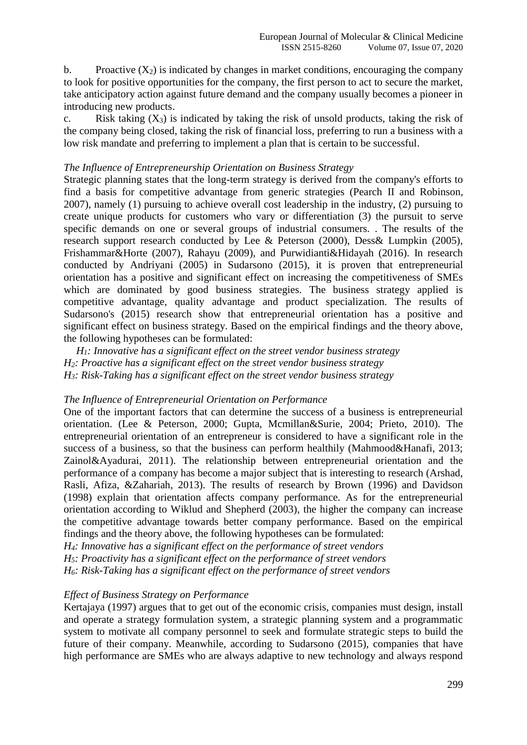b. Proactive ($X_2$) is indicated by changes in market conditions, encouraging the company to look for positive opportunities for the company, the first person to act to secure the market, take anticipatory action against future demand and the company usually becomes a pioneer in introducing new products.

c. Risk taking ($X_3$) is indicated by taking the risk of unsold products, taking the risk of the company being closed, taking the risk of financial loss, preferring to run a business with a low risk mandate and preferring to implement a plan that is certain to be successful.

*The Influence of Entrepreneurship Orientation on Business Strategy*

Strategic planning states that the long-term strategy is derived from the company's efforts to find a basis for competitive advantage from generic strategies (Pearch II and Robinson, 2007), namely (1) pursuing to achieve overall cost leadership in the industry, (2) pursuing to create unique products for customers who vary or differentiation (3) the pursuit to serve specific demands on one or several groups of industrial consumers. . The results of the research support research conducted by Lee & Peterson (2000), Dess& Lumpkin (2005), Frishammar&Horte (2007), Rahayu (2009), and Purwidianti&Hidayah (2016). In research conducted by Andriyani (2005) in Sudarsono (2015), it is proven that entrepreneurial orientation has a positive and significant effect on increasing the competitiveness of SMEs which are dominated by good business strategies. The business strategy applied is competitive advantage, quality advantage and product specialization. The results of Sudarsono's (2015) research show that entrepreneurial orientation has a positive and significant effect on business strategy. Based on the empirical findings and the theory above, the following hypotheses can be formulated:

*$H_1$: Innovative has a significant effect on the street vendor business strategy*
*$H_2$: Proactive has a significant effect on the street vendor business strategy*
*$H_3$: Risk-Taking has a significant effect on the street vendor business strategy*

*The Influence of Entrepreneurial Orientation on Performance*

One of the important factors that can determine the success of a business is entrepreneurial orientation. (Lee & Peterson, 2000; Gupta, Mcmillan&Surie, 2004; Prieto, 2010). The entrepreneurial orientation of an entrepreneur is considered to have a significant role in the success of a business, so that the business can perform healthily (Mahmood&Hanafi, 2013; Zainol&Ayadurai, 2011). The relationship between entrepreneurial orientation and the performance of a company has become a major subject that is interesting to research (Arshad, Rasli, Afiza, &Zahariah, 2013). The results of research by Brown (1996) and Davidson (1998) explain that orientation affects company performance. As for the entrepreneurial orientation according to Wiklud and Shepherd (2003), the higher the company can increase the competitive advantage towards better company performance. Based on the empirical findings and the theory above, the following hypotheses can be formulated:

*$H_4$: Innovative has a significant effect on the performance of street vendors*
*$H_5$: Proactivity has a significant effect on the performance of street vendors*
*$H_6$: Risk-Taking has a significant effect on the performance of street vendors*

*Effect of Business Strategy on Performance*

Kertajaya (1997) argues that to get out of the economic crisis, companies must design, install and operate a strategy formulation system, a strategic planning system and a programmatic system to motivate all company personnel to seek and formulate strategic steps to build the future of their company. Meanwhile, according to Sudarsono (2015), companies that have high performance are SMEs who are always adaptive to new technology and always respond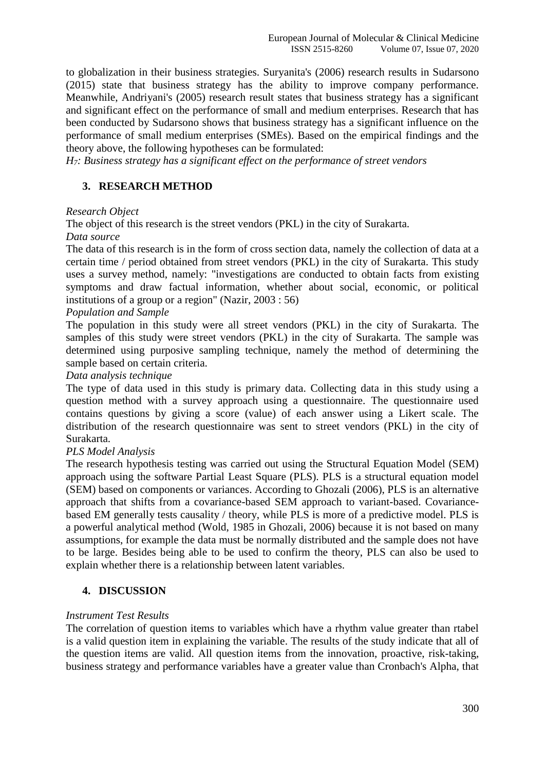to globalization in their business strategies. Suryanita's (2006) research results in Sudarsono (2015) state that business strategy has the ability to improve company performance. Meanwhile, Andriyani's (2005) research result states that business strategy has a significant and significant effect on the performance of small and medium enterprises. Research that has been conducted by Sudarsono shows that business strategy has a significant influence on the performance of small medium enterprises (SMEs). Based on the empirical findings and the theory above, the following hypotheses can be formulated:

*$H_7$: Business strategy has a significant effect on the performance of street vendors*

## 3. RESEARCH METHOD

*Research Object*

The object of this research is the street vendors (PKL) in the city of Surakarta.

*Data source*

The data of this research is in the form of cross section data, namely the collection of data at a certain time / period obtained from street vendors (PKL) in the city of Surakarta. This study uses a survey method, namely: "investigations are conducted to obtain facts from existing symptoms and draw factual information, whether about social, economic, or political institutions of a group or a region" (Nazir, 2003 : 56)

*Population and Sample*

The population in this study were all street vendors (PKL) in the city of Surakarta. The samples of this study were street vendors (PKL) in the city of Surakarta. The sample was determined using purposive sampling technique, namely the method of determining the sample based on certain criteria.

*Data analysis technique*

The type of data used in this study is primary data. Collecting data in this study using a question method with a survey approach using a questionnaire. The questionnaire used contains questions by giving a score (value) of each answer using a Likert scale. The distribution of the research questionnaire was sent to street vendors (PKL) in the city of Surakarta.

*PLS Model Analysis*

The research hypothesis testing was carried out using the Structural Equation Model (SEM) approach using the software Partial Least Square (PLS). PLS is a structural equation model (SEM) based on components or variances. According to Ghozali (2006), PLS is an alternative approach that shifts from a covariance-based SEM approach to variant-based. Covariance-based EM generally tests causality / theory, while PLS is more of a predictive model. PLS is a powerful analytical method (Wold, 1985 in Ghozali, 2006) because it is not based on many assumptions, for example the data must be normally distributed and the sample does not have to be large. Besides being able to be used to confirm the theory, PLS can also be used to explain whether there is a relationship between latent variables.

## 4. DISCUSSION

*Instrument Test Results*

The correlation of question items to variables which have a rhythm value greater than rtabel is a valid question item in explaining the variable. The results of the study indicate that all of the question items are valid. All question items from the innovation, proactive, risk-taking, business strategy and performance variables have a greater value than Cronbach's Alpha, that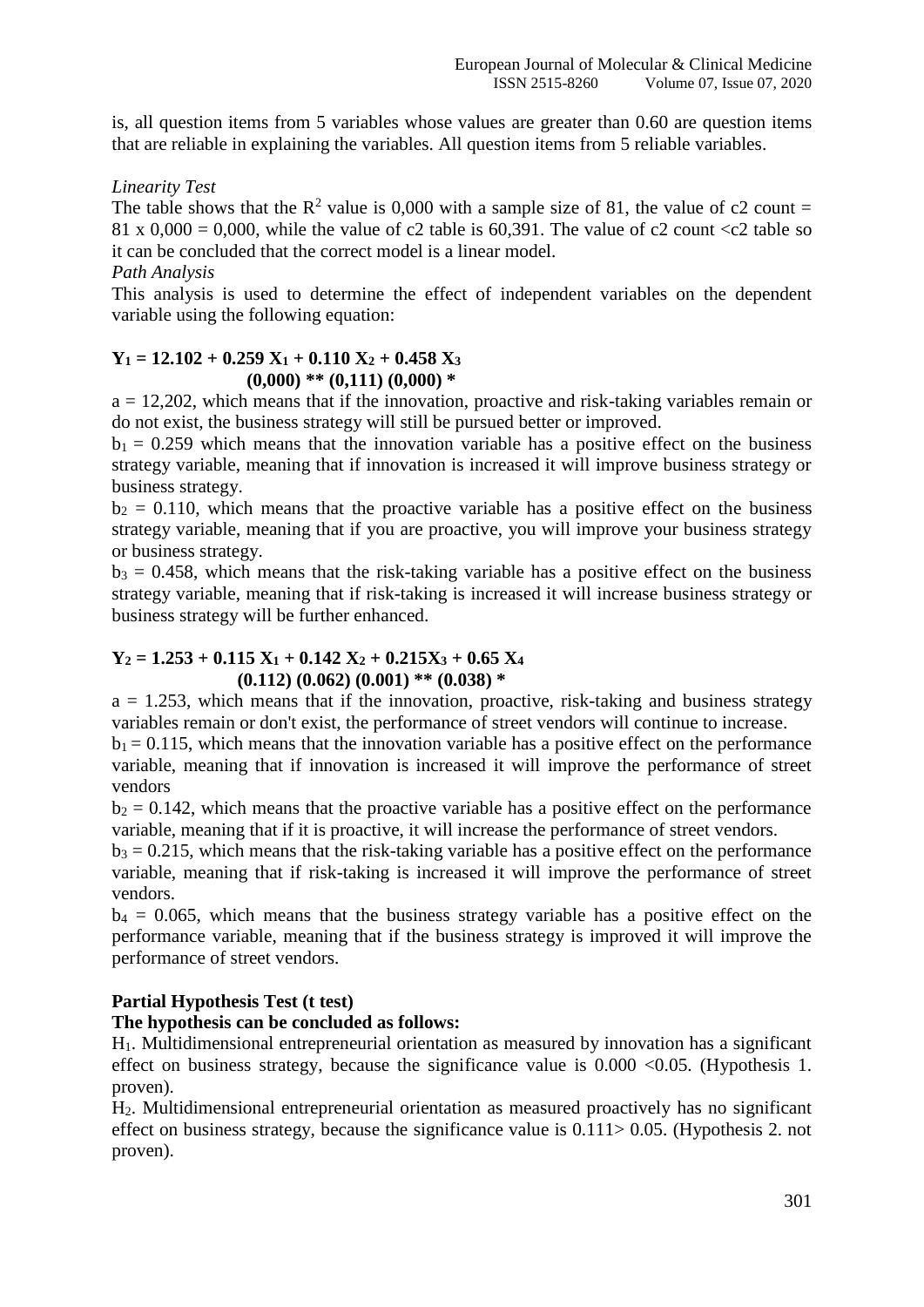is, all question items from 5 variables whose values are greater than 0.60 are question items that are reliable in explaining the variables. All question items from 5 reliable variables.

*Linearity Test*

The table shows that the $R^2$ value is 0,000 with a sample size of 81, the value of c2 count = 81 x 0,000 = 0,000, while the value of c2 table is 60,391. The value of c2 count <c2 table so it can be concluded that the correct model is a linear model.

*Path Analysis*

This analysis is used to determine the effect of independent variables on the dependent variable using the following equation:

$$\mathbf{Y_1 = 12.102 + 0.259\, X_1 + 0.110\, X_2 + 0.458\, X_3}$$

**(0,000) ** (0,111) (0,000) ***

a = 12,202, which means that if the innovation, proactive and risk-taking variables remain or do not exist, the business strategy will still be pursued better or improved.

$b_1$ = 0.259 which means that the innovation variable has a positive effect on the business strategy variable, meaning that if innovation is increased it will improve business strategy or business strategy.

$b_2$ = 0.110, which means that the proactive variable has a positive effect on the business strategy variable, meaning that if you are proactive, you will improve your business strategy or business strategy.

$b_3$ = 0.458, which means that the risk-taking variable has a positive effect on the business strategy variable, meaning that if risk-taking is increased it will increase business strategy or business strategy will be further enhanced.

$$\mathbf{Y_2 = 1.253 + 0.115\, X_1 + 0.142\, X_2 + 0.215 X_3 + 0.65\, X_4}$$

**(0.112) (0.062) (0.001) ** (0.038) ***

a = 1.253, which means that if the innovation, proactive, risk-taking and business strategy variables remain or don't exist, the performance of street vendors will continue to increase.

$b_1$ = 0.115, which means that the innovation variable has a positive effect on the performance variable, meaning that if innovation is increased it will improve the performance of street vendors

$b_2$ = 0.142, which means that the proactive variable has a positive effect on the performance variable, meaning that if it is proactive, it will increase the performance of street vendors.

$b_3$ = 0.215, which means that the risk-taking variable has a positive effect on the performance variable, meaning that if risk-taking is increased it will improve the performance of street vendors.

$b_4$ = 0.065, which means that the business strategy variable has a positive effect on the performance variable, meaning that if the business strategy is improved it will improve the performance of street vendors.

**Partial Hypothesis Test (t test)**

**The hypothesis can be concluded as follows:**

$H_1$. Multidimensional entrepreneurial orientation as measured by innovation has a significant effect on business strategy, because the significance value is 0.000 <0.05. (Hypothesis 1. proven).

$H_2$. Multidimensional entrepreneurial orientation as measured proactively has no significant effect on business strategy, because the significance value is 0.111> 0.05. (Hypothesis 2. not proven).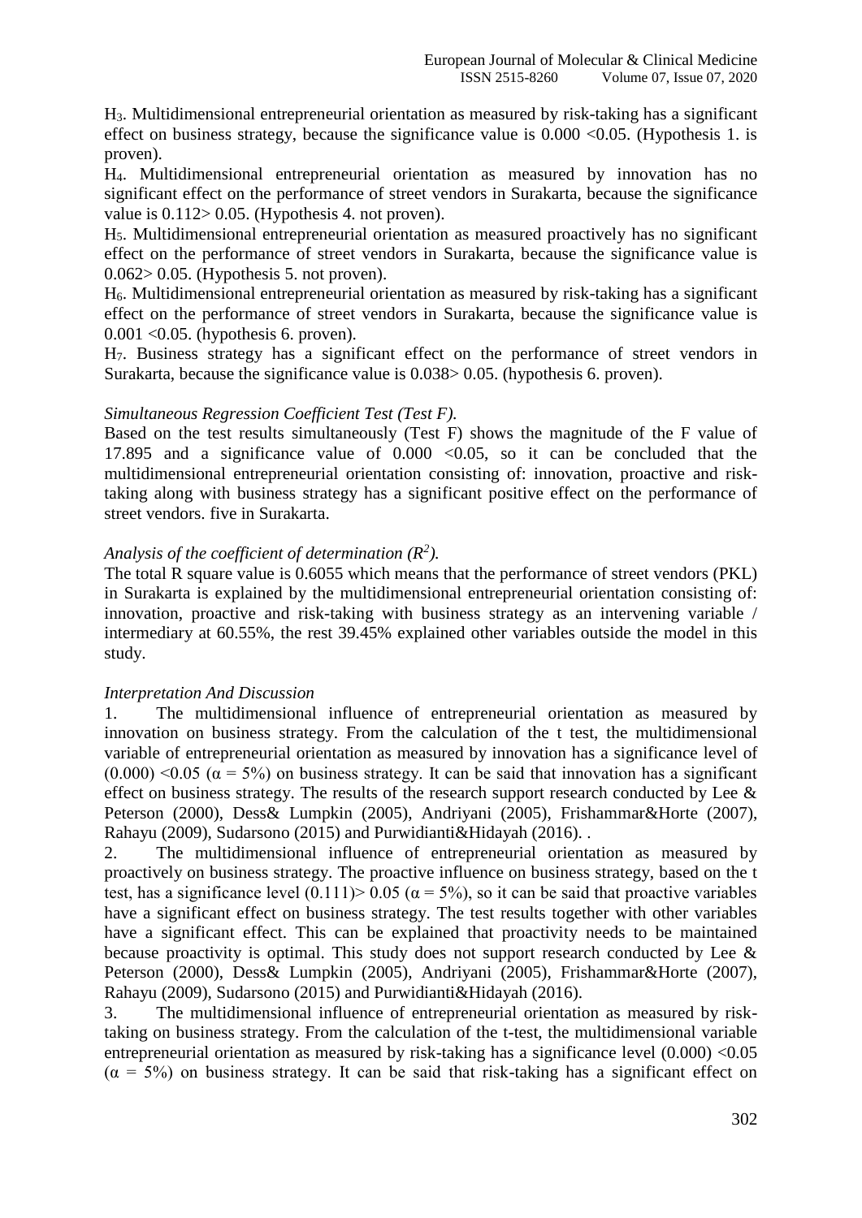$H_3$. Multidimensional entrepreneurial orientation as measured by risk-taking has a significant effect on business strategy, because the significance value is 0.000 <0.05. (Hypothesis 1. is proven).

$H_4$. Multidimensional entrepreneurial orientation as measured by innovation has no significant effect on the performance of street vendors in Surakarta, because the significance value is 0.112> 0.05. (Hypothesis 4. not proven).

$H_5$. Multidimensional entrepreneurial orientation as measured proactively has no significant effect on the performance of street vendors in Surakarta, because the significance value is 0.062> 0.05. (Hypothesis 5. not proven).

$H_6$. Multidimensional entrepreneurial orientation as measured by risk-taking has a significant effect on the performance of street vendors in Surakarta, because the significance value is 0.001 <0.05. (hypothesis 6. proven).

$H_7$. Business strategy has a significant effect on the performance of street vendors in Surakarta, because the significance value is 0.038> 0.05. (hypothesis 6. proven).

*Simultaneous Regression Coefficient Test (Test F).*

Based on the test results simultaneously (Test F) shows the magnitude of the F value of 17.895 and a significance value of 0.000 <0.05, so it can be concluded that the multidimensional entrepreneurial orientation consisting of: innovation, proactive and risk-taking along with business strategy has a significant positive effect on the performance of street vendors. five in Surakarta.

*Analysis of the coefficient of determination ($R^2$).*

The total R square value is 0.6055 which means that the performance of street vendors (PKL) in Surakarta is explained by the multidimensional entrepreneurial orientation consisting of: innovation, proactive and risk-taking with business strategy as an intervening variable / intermediary at 60.55%, the rest 39.45% explained other variables outside the model in this study.

*Interpretation And Discussion*

1. The multidimensional influence of entrepreneurial orientation as measured by innovation on business strategy. From the calculation of the t test, the multidimensional variable of entrepreneurial orientation as measured by innovation has a significance level of (0.000) <0.05 ($\alpha = 5\%$) on business strategy. It can be said that innovation has a significant effect on business strategy. The results of the research support research conducted by Lee & Peterson (2000), Dess& Lumpkin (2005), Andriyani (2005), Frishammar&Horte (2007), Rahayu (2009), Sudarsono (2015) and Purwidianti&Hidayah (2016). .

2. The multidimensional influence of entrepreneurial orientation as measured by proactively on business strategy. The proactive influence on business strategy, based on the t test, has a significance level (0.111)> 0.05 ($\alpha = 5\%$), so it can be said that proactive variables have a significant effect on business strategy. The test results together with other variables have a significant effect. This can be explained that proactivity needs to be maintained because proactivity is optimal. This study does not support research conducted by Lee & Peterson (2000), Dess& Lumpkin (2005), Andriyani (2005), Frishammar&Horte (2007), Rahayu (2009), Sudarsono (2015) and Purwidianti&Hidayah (2016).

3. The multidimensional influence of entrepreneurial orientation as measured by risk-taking on business strategy. From the calculation of the t-test, the multidimensional variable entrepreneurial orientation as measured by risk-taking has a significance level (0.000) <0.05 ($\alpha = 5\%$) on business strategy. It can be said that risk-taking has a significant effect on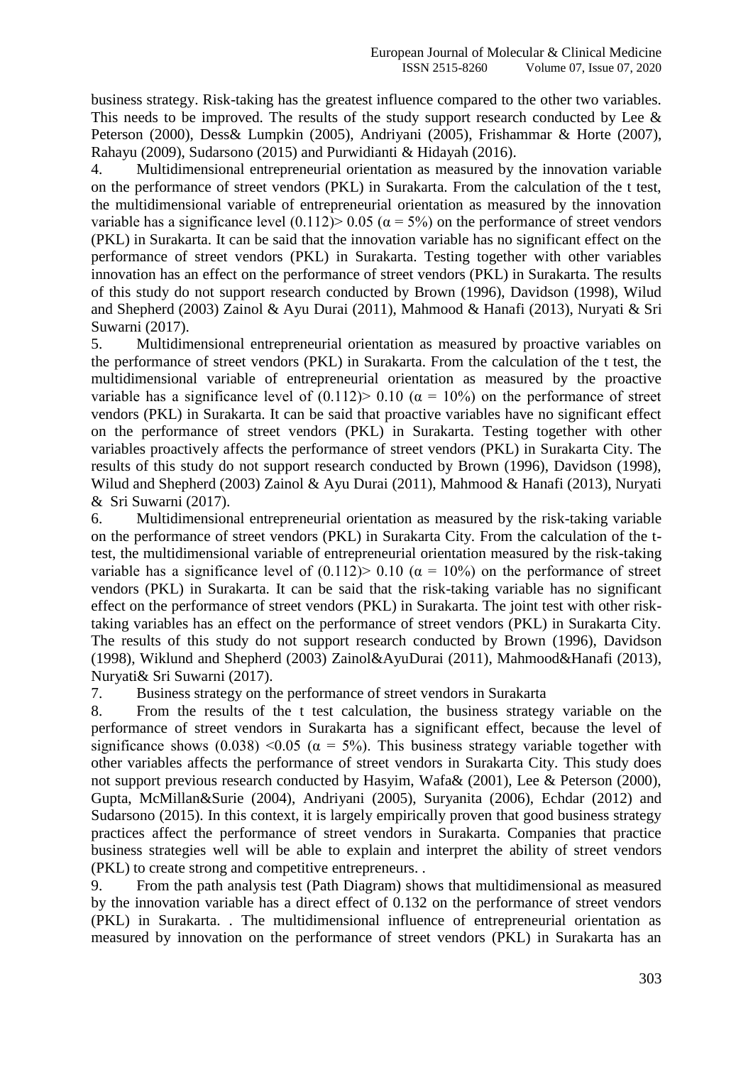business strategy. Risk-taking has the greatest influence compared to the other two variables. This needs to be improved. The results of the study support research conducted by Lee & Peterson (2000), Dess& Lumpkin (2005), Andriyani (2005), Frishammar & Horte (2007), Rahayu (2009), Sudarsono (2015) and Purwidianti & Hidayah (2016).

4. Multidimensional entrepreneurial orientation as measured by the innovation variable on the performance of street vendors (PKL) in Surakarta. From the calculation of the t test, the multidimensional variable of entrepreneurial orientation as measured by the innovation variable has a significance level (0.112)> 0.05 ($\alpha = 5\%$) on the performance of street vendors (PKL) in Surakarta. It can be said that the innovation variable has no significant effect on the performance of street vendors (PKL) in Surakarta. Testing together with other variables innovation has an effect on the performance of street vendors (PKL) in Surakarta. The results of this study do not support research conducted by Brown (1996), Davidson (1998), Wilud and Shepherd (2003) Zainol & Ayu Durai (2011), Mahmood & Hanafi (2013), Nuryati & Sri Suwarni (2017).

5. Multidimensional entrepreneurial orientation as measured by proactive variables on the performance of street vendors (PKL) in Surakarta. From the calculation of the t test, the multidimensional variable of entrepreneurial orientation as measured by the proactive variable has a significance level of (0.112)> 0.10 ($\alpha = 10\%$) on the performance of street vendors (PKL) in Surakarta. It can be said that proactive variables have no significant effect on the performance of street vendors (PKL) in Surakarta. Testing together with other variables proactively affects the performance of street vendors (PKL) in Surakarta City. The results of this study do not support research conducted by Brown (1996), Davidson (1998), Wilud and Shepherd (2003) Zainol & Ayu Durai (2011), Mahmood & Hanafi (2013), Nuryati & Sri Suwarni (2017).

6. Multidimensional entrepreneurial orientation as measured by the risk-taking variable on the performance of street vendors (PKL) in Surakarta City. From the calculation of the t-test, the multidimensional variable of entrepreneurial orientation measured by the risk-taking variable has a significance level of (0.112)> 0.10 ($\alpha = 10\%$) on the performance of street vendors (PKL) in Surakarta. It can be said that the risk-taking variable has no significant effect on the performance of street vendors (PKL) in Surakarta. The joint test with other risk-taking variables has an effect on the performance of street vendors (PKL) in Surakarta City. The results of this study do not support research conducted by Brown (1996), Davidson (1998), Wiklund and Shepherd (2003) Zainol&AyuDurai (2011), Mahmood&Hanafi (2013), Nuryati& Sri Suwarni (2017).

7. Business strategy on the performance of street vendors in Surakarta

8. From the results of the t test calculation, the business strategy variable on the performance of street vendors in Surakarta has a significant effect, because the level of significance shows (0.038) <0.05 ($\alpha = 5\%$). This business strategy variable together with other variables affects the performance of street vendors in Surakarta City. This study does not support previous research conducted by Hasyim, Wafa& (2001), Lee & Peterson (2000), Gupta, McMillan&Surie (2004), Andriyani (2005), Suryanita (2006), Echdar (2012) and Sudarsono (2015). In this context, it is largely empirically proven that good business strategy practices affect the performance of street vendors in Surakarta. Companies that practice business strategies well will be able to explain and interpret the ability of street vendors (PKL) to create strong and competitive entrepreneurs. .

9. From the path analysis test (Path Diagram) shows that multidimensional as measured by the innovation variable has a direct effect of 0.132 on the performance of street vendors (PKL) in Surakarta. . The multidimensional influence of entrepreneurial orientation as measured by innovation on the performance of street vendors (PKL) in Surakarta has an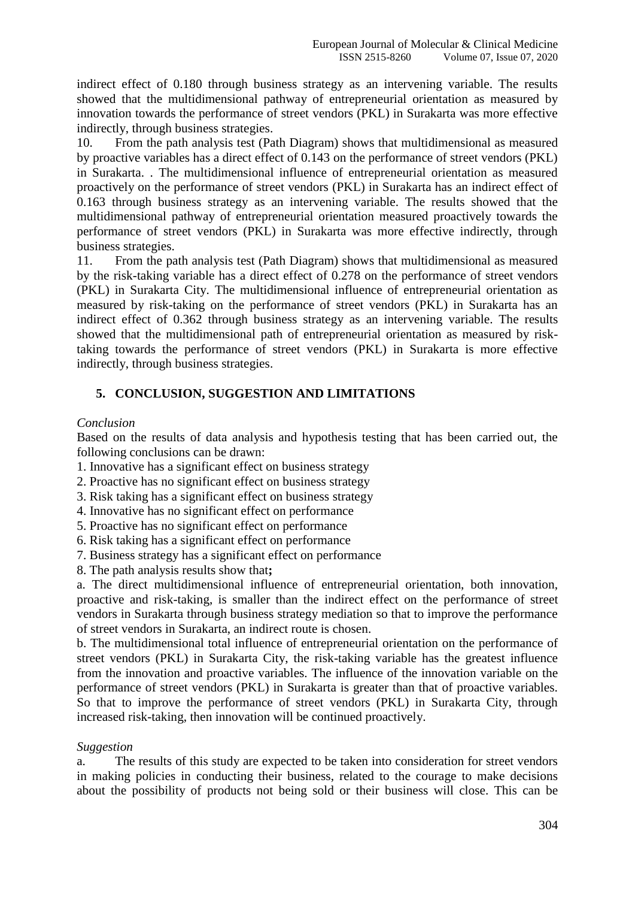indirect effect of 0.180 through business strategy as an intervening variable. The results showed that the multidimensional pathway of entrepreneurial orientation as measured by innovation towards the performance of street vendors (PKL) in Surakarta was more effective indirectly, through business strategies.

10. From the path analysis test (Path Diagram) shows that multidimensional as measured by proactive variables has a direct effect of 0.143 on the performance of street vendors (PKL) in Surakarta. . The multidimensional influence of entrepreneurial orientation as measured proactively on the performance of street vendors (PKL) in Surakarta has an indirect effect of 0.163 through business strategy as an intervening variable. The results showed that the multidimensional pathway of entrepreneurial orientation measured proactively towards the performance of street vendors (PKL) in Surakarta was more effective indirectly, through business strategies.

11. From the path analysis test (Path Diagram) shows that multidimensional as measured by the risk-taking variable has a direct effect of 0.278 on the performance of street vendors (PKL) in Surakarta City. The multidimensional influence of entrepreneurial orientation as measured by risk-taking on the performance of street vendors (PKL) in Surakarta has an indirect effect of 0.362 through business strategy as an intervening variable. The results showed that the multidimensional path of entrepreneurial orientation as measured by risk-taking towards the performance of street vendors (PKL) in Surakarta is more effective indirectly, through business strategies.

## 5. CONCLUSION, SUGGESTION AND LIMITATIONS

*Conclusion*

Based on the results of data analysis and hypothesis testing that has been carried out, the following conclusions can be drawn:

1. Innovative has a significant effect on business strategy
2. Proactive has no significant effect on business strategy
3. Risk taking has a significant effect on business strategy
4. Innovative has no significant effect on performance
5. Proactive has no significant effect on performance
6. Risk taking has a significant effect on performance
7. Business strategy has a significant effect on performance
8. The path analysis results show that**;**

a. The direct multidimensional influence of entrepreneurial orientation, both innovation, proactive and risk-taking, is smaller than the indirect effect on the performance of street vendors in Surakarta through business strategy mediation so that to improve the performance of street vendors in Surakarta, an indirect route is chosen.

b. The multidimensional total influence of entrepreneurial orientation on the performance of street vendors (PKL) in Surakarta City, the risk-taking variable has the greatest influence from the innovation and proactive variables. The influence of the innovation variable on the performance of street vendors (PKL) in Surakarta is greater than that of proactive variables. So that to improve the performance of street vendors (PKL) in Surakarta City, through increased risk-taking, then innovation will be continued proactively.

*Suggestion*

a. The results of this study are expected to be taken into consideration for street vendors in making policies in conducting their business, related to the courage to make decisions about the possibility of products not being sold or their business will close. This can be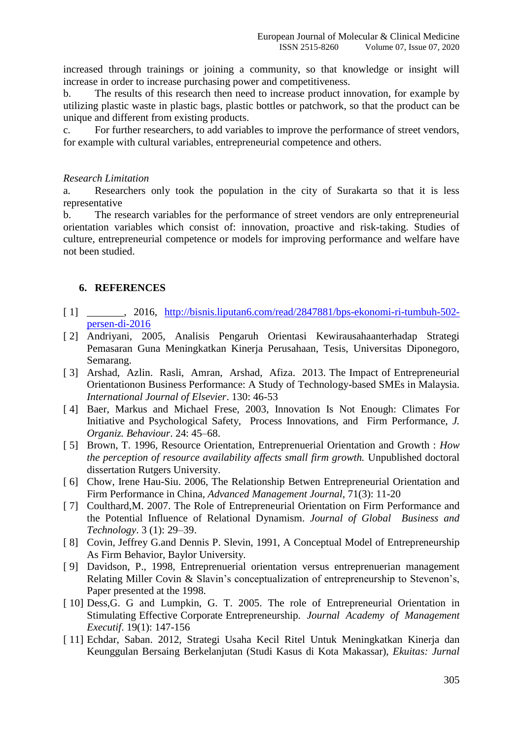increased through trainings or joining a community, so that knowledge or insight will increase in order to increase purchasing power and competitiveness.

b. The results of this research then need to increase product innovation, for example by utilizing plastic waste in plastic bags, plastic bottles or patchwork, so that the product can be unique and different from existing products.

c. For further researchers, to add variables to improve the performance of street vendors, for example with cultural variables, entrepreneurial competence and others.

*Research Limitation*

a. Researchers only took the population in the city of Surakarta so that it is less representative

b. The research variables for the performance of street vendors are only entrepreneurial orientation variables which consist of: innovation, proactive and risk-taking. Studies of culture, entrepreneurial competence or models for improving performance and welfare have not been studied.

## 6. REFERENCES

[ 1] _______, 2016, http://bisnis.liputan6.com/read/2847881/bps-ekonomi-ri-tumbuh-502-persen-di-2016

[ 2] Andriyani, 2005, Analisis Pengaruh Orientasi Kewirausahaanterhadap Strategi Pemasaran Guna Meningkatkan Kinerja Perusahaan, Tesis, Universitas Diponegoro, Semarang.

[ 3] Arshad, Azlin. Rasli, Amran, Arshad, Afiza. 2013. The Impact of Entrepreneurial Orientationon Business Performance: A Study of Technology-based SMEs in Malaysia. *International Journal of Elsevier*. 130: 46-53

[ 4] Baer, Markus and Michael Frese, 2003, Innovation Is Not Enough: Climates For Initiative and Psychological Safety, Process Innovations, and Firm Performance, *J. Organiz. Behaviour*. 24: 45–68.

[ 5] Brown, T. 1996, Resource Orientation, Entreprenuerial Orientation and Growth : *How the perception of resource availability affects small firm growth.* Unpublished doctoral dissertation Rutgers University.

[ 6] Chow, Irene Hau-Siu. 2006, The Relationship Betwen Entrepreneurial Orientation and Firm Performance in China, *Advanced Management Journal*, 71(3): 11-20

[ 7] Coulthard,M. 2007. The Role of Entrepreneurial Orientation on Firm Performance and the Potential Influence of Relational Dynamism. *Journal of Global Business and Technology*. 3 (1): 29–39.

[ 8] Covin, Jeffrey G.and Dennis P. Slevin, 1991, A Conceptual Model of Entrepreneurship As Firm Behavior, Baylor University.

[ 9] Davidson, P., 1998, Entreprenuerial orientation versus entreprenuerian management Relating Miller Covin & Slavin's conceptualization of entrepreneurship to Stevenon's, Paper presented at the 1998.

[ 10] Dess,G. G and Lumpkin, G. T. 2005. The role of Entrepreneurial Orientation in Stimulating Effective Corporate Entrepreneurship. *Journal Academy of Management Executif*. 19(1): 147-156

[ 11] Echdar, Saban. 2012, Strategi Usaha Kecil Ritel Untuk Meningkatkan Kinerja dan Keunggulan Bersaing Berkelanjutan (Studi Kasus di Kota Makassar), *Ekuitas: Jurnal*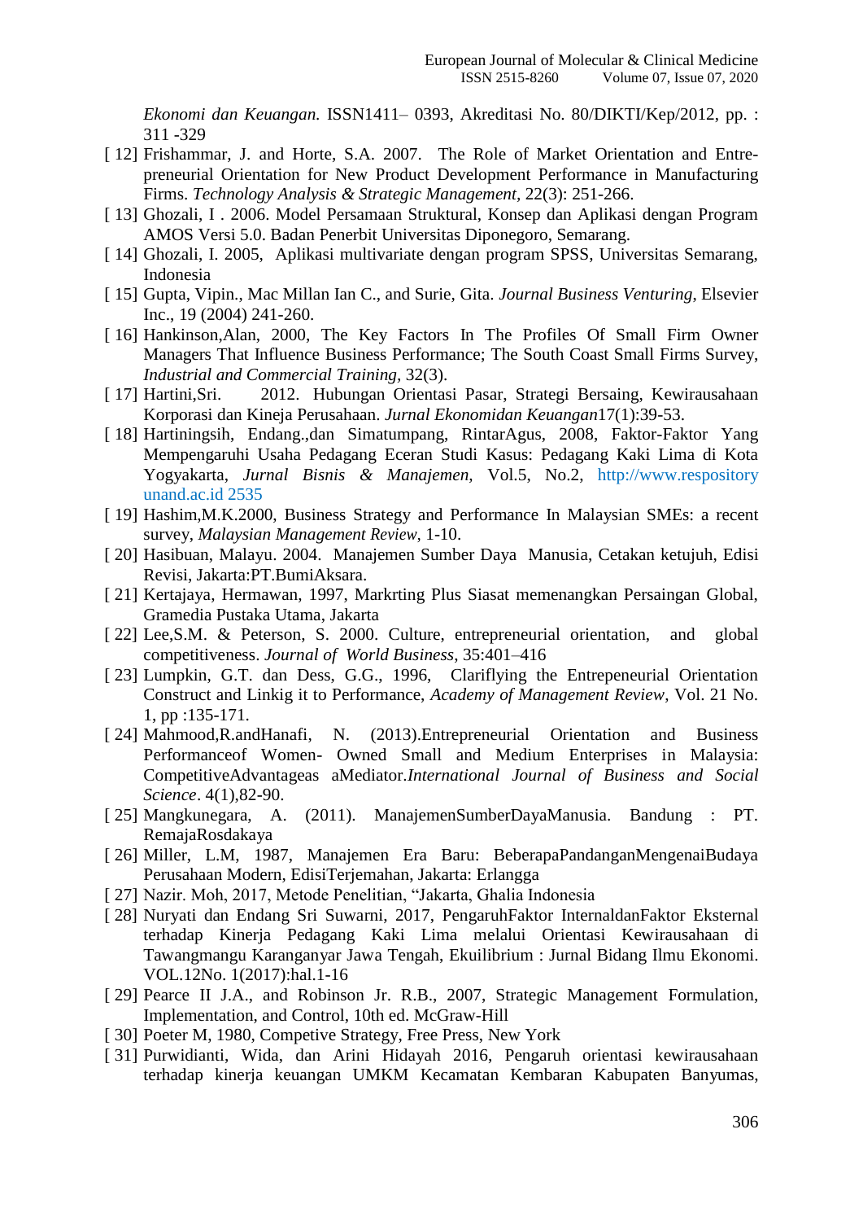*Ekonomi dan Keuangan.* ISSN1411– 0393, Akreditasi No. 80/DIKTI/Kep/2012, pp. : 311 -329

[ 12] Frishammar, J. and Horte, S.A. 2007. The Role of Market Orientation and Entrepreneurial Orientation for New Product Development Performance in Manufacturing Firms. *Technology Analysis & Strategic Management*, 22(3): 251-266.

[ 13] Ghozali, I . 2006. Model Persamaan Struktural, Konsep dan Aplikasi dengan Program AMOS Versi 5.0. Badan Penerbit Universitas Diponegoro, Semarang.

[ 14] Ghozali, I. 2005, Aplikasi multivariate dengan program SPSS, Universitas Semarang, Indonesia

[ 15] Gupta, Vipin., Mac Millan Ian C., and Surie, Gita. *Journal Business Venturing*, Elsevier Inc., 19 (2004) 241-260.

[ 16] Hankinson,Alan, 2000, The Key Factors In The Profiles Of Small Firm Owner Managers That Influence Business Performance; The South Coast Small Firms Survey, *Industrial and Commercial Training*, 32(3).

[ 17] Hartini,Sri. 2012. Hubungan Orientasi Pasar, Strategi Bersaing, Kewirausahaan Korporasi dan Kineja Perusahaan. *Jurnal Ekonomidan Keuangan*17(1):39-53.

[ 18] Hartiningsih, Endang.,dan Simatumpang, RintarAgus, 2008, Faktor-Faktor Yang Mempengaruhi Usaha Pedagang Eceran Studi Kasus: Pedagang Kaki Lima di Kota Yogyakarta, *Jurnal Bisnis & Manajemen*, Vol.5, No.2, http://www.respository unand.ac.id 2535

[ 19] Hashim,M.K.2000, Business Strategy and Performance In Malaysian SMEs: a recent survey, *Malaysian Management Review*, 1-10.

[ 20] Hasibuan, Malayu. 2004. Manajemen Sumber Daya Manusia, Cetakan ketujuh, Edisi Revisi, Jakarta:PT.BumiAksara.

[ 21] Kertajaya, Hermawan, 1997, Markrting Plus Siasat memenangkan Persaingan Global, Gramedia Pustaka Utama, Jakarta

[ 22] Lee,S.M. & Peterson, S. 2000. Culture, entrepreneurial orientation, and global competitiveness. *Journal of World Business*, 35:401–416

[ 23] Lumpkin, G.T. dan Dess, G.G., 1996, Clariflying the Entrepeneurial Orientation Construct and Linkig it to Performance, *Academy of Management Review*, Vol. 21 No. 1, pp :135-171.

[ 24] Mahmood,R.andHanafi, N. (2013).Entrepreneurial Orientation and Business Performanceof Women- Owned Small and Medium Enterprises in Malaysia: CompetitiveAdvantageas aMediator.*International Journal of Business and Social Science*. 4(1),82-90.

[ 25] Mangkunegara, A. (2011). ManajemenSumberDayaManusia. Bandung : PT. RemajaRosdakaya

[ 26] Miller, L.M, 1987, Manajemen Era Baru: BeberapaPandanganMengenaiBudaya Perusahaan Modern, EdisiTerjemahan, Jakarta: Erlangga

[ 27] Nazir. Moh, 2017, Metode Penelitian, "Jakarta, Ghalia Indonesia

[ 28] Nuryati dan Endang Sri Suwarni, 2017, PengaruhFaktor InternaldanFaktor Eksternal terhadap Kinerja Pedagang Kaki Lima melalui Orientasi Kewirausahaan di Tawangmangu Karanganyar Jawa Tengah, Ekuilibrium : Jurnal Bidang Ilmu Ekonomi. VOL.12No. 1(2017):hal.1-16

[ 29] Pearce II J.A., and Robinson Jr. R.B., 2007, Strategic Management Formulation, Implementation, and Control, 10th ed. McGraw-Hill

[ 30] Poeter M, 1980, Competive Strategy, Free Press, New York

[ 31] Purwidianti, Wida, dan Arini Hidayah 2016, Pengaruh orientasi kewirausahaan terhadap kinerja keuangan UMKM Kecamatan Kembaran Kabupaten Banyumas,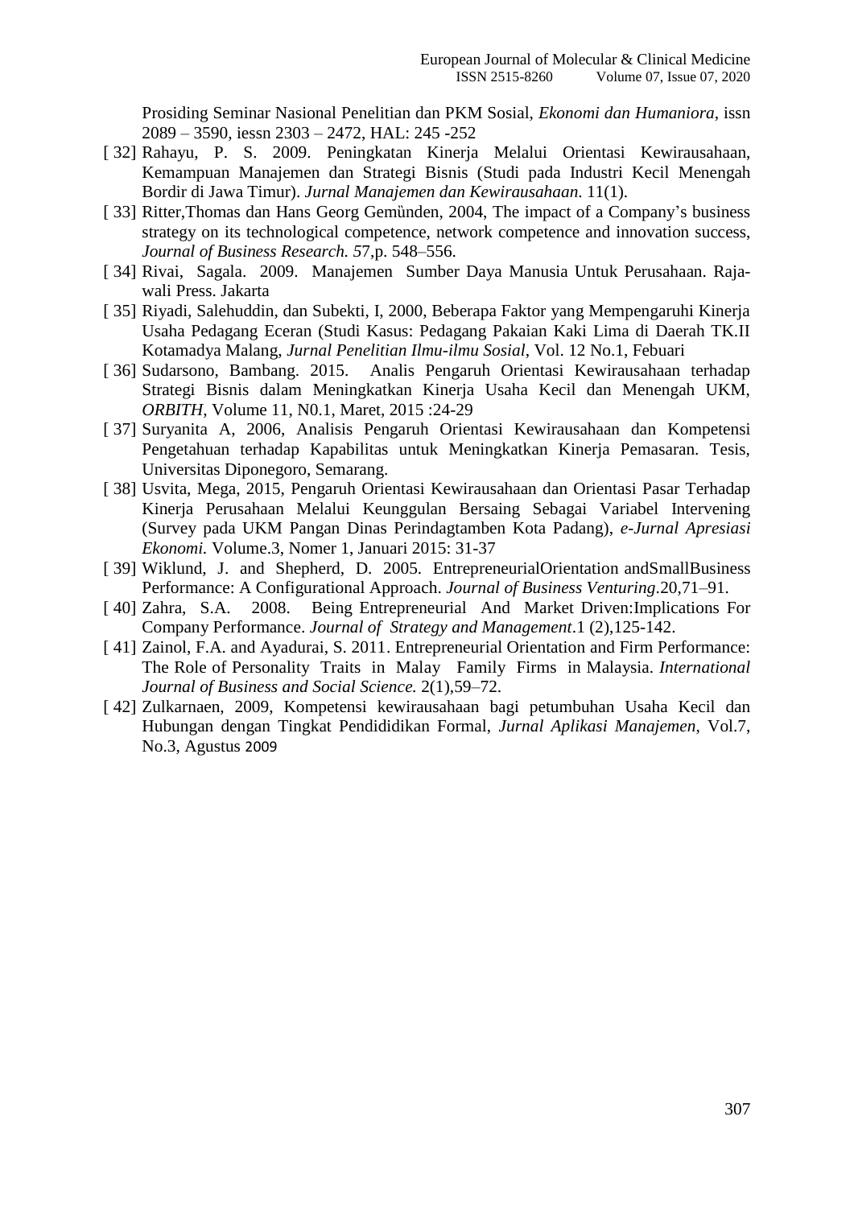Prosiding Seminar Nasional Penelitian dan PKM Sosial, *Ekonomi dan Humaniora*, issn 2089 – 3590, iessn 2303 – 2472, HAL: 245 -252

[ 32] Rahayu, P. S. 2009. Peningkatan Kinerja Melalui Orientasi Kewirausahaan, Kemampuan Manajemen dan Strategi Bisnis (Studi pada Industri Kecil Menengah Bordir di Jawa Timur). *Jurnal Manajemen dan Kewirausahaan*. 11(1).

[ 33] Ritter,Thomas dan Hans Georg Gemȕnden, 2004, The impact of a Company's business strategy on its technological competence, network competence and innovation success, *Journal of Business Research. 5*7,p. 548–556.

[ 34] Rivai, Sagala. 2009. Manajemen Sumber Daya Manusia Untuk Perusahaan. Raja-wali Press. Jakarta

[ 35] Riyadi, Salehuddin, dan Subekti, I, 2000, Beberapa Faktor yang Mempengaruhi Kinerja Usaha Pedagang Eceran (Studi Kasus: Pedagang Pakaian Kaki Lima di Daerah TK.II Kotamadya Malang, *Jurnal Penelitian Ilmu-ilmu Sosial*, Vol. 12 No.1, Febuari

[ 36] Sudarsono, Bambang. 2015. Analis Pengaruh Orientasi Kewirausahaan terhadap Strategi Bisnis dalam Meningkatkan Kinerja Usaha Kecil dan Menengah UKM, *ORBITH*, Volume 11, N0.1, Maret, 2015 :24-29

[ 37] Suryanita A, 2006, Analisis Pengaruh Orientasi Kewirausahaan dan Kompetensi Pengetahuan terhadap Kapabilitas untuk Meningkatkan Kinerja Pemasaran. Tesis, Universitas Diponegoro, Semarang.

[ 38] Usvita, Mega, 2015, Pengaruh Orientasi Kewirausahaan dan Orientasi Pasar Terhadap Kinerja Perusahaan Melalui Keunggulan Bersaing Sebagai Variabel Intervening (Survey pada UKM Pangan Dinas Perindagtamben Kota Padang), *e-Jurnal Apresiasi Ekonomi.* Volume.3, Nomer 1, Januari 2015: 31-37

[ 39] Wiklund, J. and Shepherd, D. 2005. EntrepreneurialOrientation andSmallBusiness Performance: A Configurational Approach. *Journal of Business Venturing*.20,71–91.

[ 40] Zahra, S.A. 2008. Being Entrepreneurial And Market Driven:Implications For Company Performance. *Journal of Strategy and Management*.1 (2),125-142.

[ 41] Zainol, F.A. and Ayadurai, S. 2011. Entrepreneurial Orientation and Firm Performance: The Role of Personality Traits in Malay Family Firms in Malaysia. *International Journal of Business and Social Science.* 2(1),59–72.

[ 42] Zulkarnaen, 2009, Kompetensi kewirausahaan bagi petumbuhan Usaha Kecil dan Hubungan dengan Tingkat Pendididikan Formal, *Jurnal Aplikasi Manajemen*, Vol.7, No.3, Agustus 2009